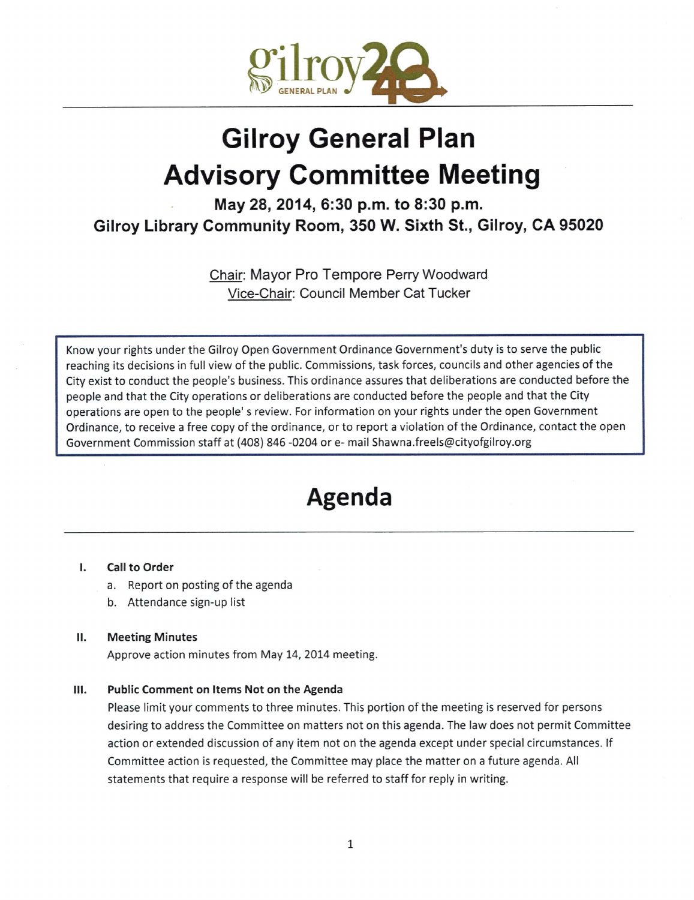# Gilroy General Plan Advisory Committee Meeting

**May 28, 2014, 6:30 p.m. to 8:30 p.m.**
**Gilroy Library Community Room, 350 W. Sixth St., Gilroy, CA 95020**

Chair: Mayor Pro Tempore Perry Woodward
Vice-Chair: Council Member Cat Tucker

Know your rights under the Gilroy Open Government Ordinance Government's duty is to serve the public reaching its decisions in full view of the public. Commissions, task forces, councils and other agencies of the City exist to conduct the people's business. This ordinance assures that deliberations are conducted before the people and that the City operations or deliberations are conducted before the people and that the City operations are open to the people' s review. For information on your rights under the open Government Ordinance, to receive a free copy of the ordinance, or to report a violation of the Ordinance, contact the open Government Commission staff at (408) 846 -0204 or e- mail Shawna.freels@cityofgilroy.org

# Agenda

**I. Call to Order**

a. Report on posting of the agenda
b. Attendance sign-up list

**II. Meeting Minutes**

Approve action minutes from May 14, 2014 meeting.

**III. Public Comment on Items Not on the Agenda**

Please limit your comments to three minutes. This portion of the meeting is reserved for persons desiring to address the Committee on matters not on this agenda. The law does not permit Committee action or extended discussion of any item not on the agenda except under special circumstances. If Committee action is requested, the Committee may place the matter on a future agenda. All statements that require a response will be referred to staff for reply in writing.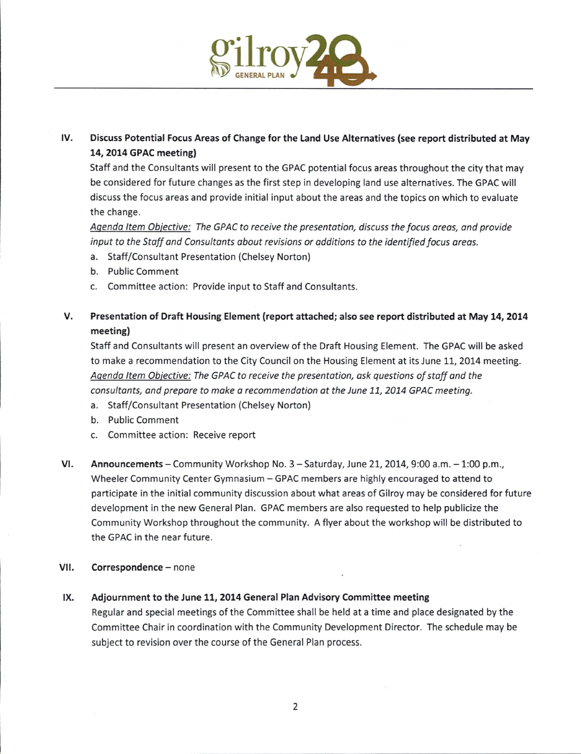**IV. Discuss Potential Focus Areas of Change for the Land Use Alternatives (see report distributed at May 14, 2014 GPAC meeting)**

Staff and the Consultants will present to the GPAC potential focus areas throughout the city that may be considered for future changes as the first step in developing land use alternatives. The GPAC will discuss the focus areas and provide initial input about the areas and the topics on which to evaluate the change.

*Agenda Item Objective: The GPAC to receive the presentation, discuss the focus areas, and provide input to the Staff and Consultants about revisions or additions to the identified focus areas.*

a. Staff/Consultant Presentation (Chelsey Norton)
b. Public Comment
c. Committee action: Provide input to Staff and Consultants.

**V. Presentation of Draft Housing Element (report attached; also see report distributed at May 14, 2014 meeting)**

Staff and Consultants will present an overview of the Draft Housing Element. The GPAC will be asked to make a recommendation to the City Council on the Housing Element at its June 11, 2014 meeting.

*Agenda Item Objective: The GPAC to receive the presentation, ask questions of staff and the consultants, and prepare to make a recommendation at the June 11, 2014 GPAC meeting.*

a. Staff/Consultant Presentation (Chelsey Norton)
b. Public Comment
c. Committee action: Receive report

**VI. Announcements** – Community Workshop No. 3 – Saturday, June 21, 2014, 9:00 a.m. – 1:00 p.m., Wheeler Community Center Gymnasium – GPAC members are highly encouraged to attend to participate in the initial community discussion about what areas of Gilroy may be considered for future development in the new General Plan. GPAC members are also requested to help publicize the Community Workshop throughout the community. A flyer about the workshop will be distributed to the GPAC in the near future.

**VII. Correspondence** – none

**IX. Adjournment to the June 11, 2014 General Plan Advisory Committee meeting**

Regular and special meetings of the Committee shall be held at a time and place designated by the Committee Chair in coordination with the Community Development Director. The schedule may be subject to revision over the course of the General Plan process.